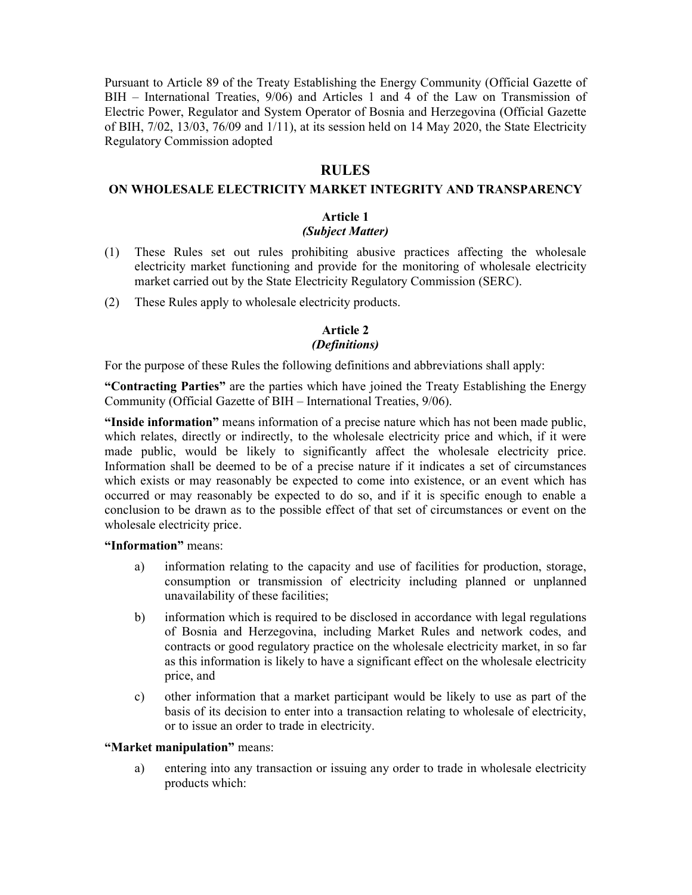Pursuant to Article 89 of the Treaty Establishing the Energy Community (Official Gazette of BIH – International Treaties, 9/06) and Articles 1 and 4 of the Law on Transmission of Electric Power, Regulator and System Operator of Bosnia and Herzegovina (Official Gazette of BIH, 7/02, 13/03, 76/09 and 1/11), at its session held on 14 May 2020, the State Electricity Regulatory Commission adopted

# RULES

## ON WHOLESALE ELECTRICITY MARKET INTEGRITY AND TRANSPARENCY

### Article 1
### *(Subject Matter)*

(1) These Rules set out rules prohibiting abusive practices affecting the wholesale electricity market functioning and provide for the monitoring of wholesale electricity market carried out by the State Electricity Regulatory Commission (SERC).

(2) These Rules apply to wholesale electricity products.

### Article 2
### *(Definitions)*

For the purpose of these Rules the following definitions and abbreviations shall apply:

**"Contracting Parties"** are the parties which have joined the Treaty Establishing the Energy Community (Official Gazette of BIH – International Treaties, 9/06).

**"Inside information"** means information of a precise nature which has not been made public, which relates, directly or indirectly, to the wholesale electricity price and which, if it were made public, would be likely to significantly affect the wholesale electricity price. Information shall be deemed to be of a precise nature if it indicates a set of circumstances which exists or may reasonably be expected to come into existence, or an event which has occurred or may reasonably be expected to do so, and if it is specific enough to enable a conclusion to be drawn as to the possible effect of that set of circumstances or event on the wholesale electricity price.

**"Information"** means:

a) information relating to the capacity and use of facilities for production, storage, consumption or transmission of electricity including planned or unplanned unavailability of these facilities;

b) information which is required to be disclosed in accordance with legal regulations of Bosnia and Herzegovina, including Market Rules and network codes, and contracts or good regulatory practice on the wholesale electricity market, in so far as this information is likely to have a significant effect on the wholesale electricity price, and

c) other information that a market participant would be likely to use as part of the basis of its decision to enter into a transaction relating to wholesale of electricity, or to issue an order to trade in electricity.

**"Market manipulation"** means:

a) entering into any transaction or issuing any order to trade in wholesale electricity products which: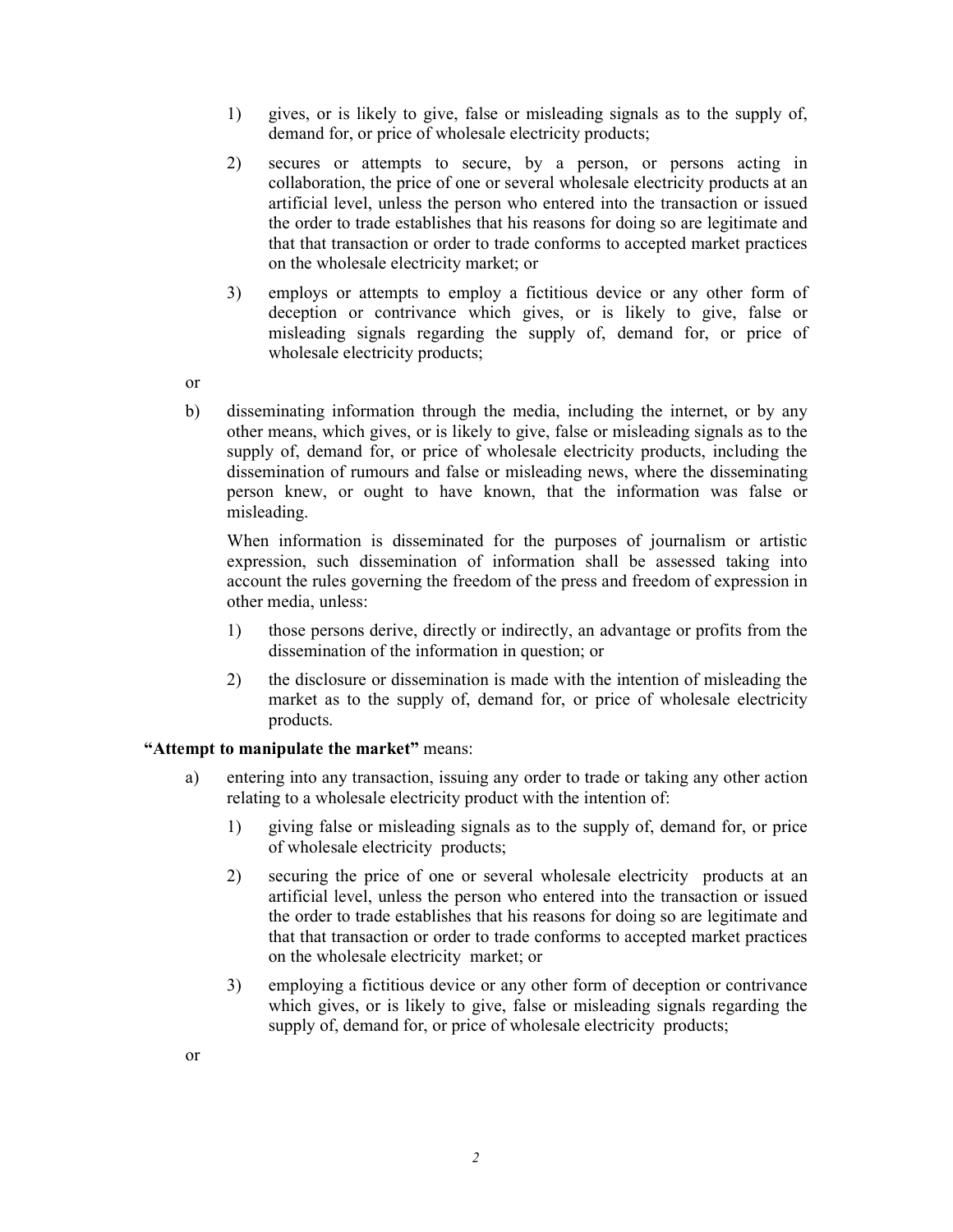1) gives, or is likely to give, false or misleading signals as to the supply of, demand for, or price of wholesale electricity products;

2) secures or attempts to secure, by a person, or persons acting in collaboration, the price of one or several wholesale electricity products at an artificial level, unless the person who entered into the transaction or issued the order to trade establishes that his reasons for doing so are legitimate and that that transaction or order to trade conforms to accepted market practices on the wholesale electricity market; or

3) employs or attempts to employ a fictitious device or any other form of deception or contrivance which gives, or is likely to give, false or misleading signals regarding the supply of, demand for, or price of wholesale electricity products;

or

b) disseminating information through the media, including the internet, or by any other means, which gives, or is likely to give, false or misleading signals as to the supply of, demand for, or price of wholesale electricity products, including the dissemination of rumours and false or misleading news, where the disseminating person knew, or ought to have known, that the information was false or misleading.

When information is disseminated for the purposes of journalism or artistic expression, such dissemination of information shall be assessed taking into account the rules governing the freedom of the press and freedom of expression in other media, unless:

1) those persons derive, directly or indirectly, an advantage or profits from the dissemination of the information in question; or

2) the disclosure or dissemination is made with the intention of misleading the market as to the supply of, demand for, or price of wholesale electricity products.

**"Attempt to manipulate the market"** means:

a) entering into any transaction, issuing any order to trade or taking any other action relating to a wholesale electricity product with the intention of:

1) giving false or misleading signals as to the supply of, demand for, or price of wholesale electricity products;

2) securing the price of one or several wholesale electricity products at an artificial level, unless the person who entered into the transaction or issued the order to trade establishes that his reasons for doing so are legitimate and that that transaction or order to trade conforms to accepted market practices on the wholesale electricity market; or

3) employing a fictitious device or any other form of deception or contrivance which gives, or is likely to give, false or misleading signals regarding the supply of, demand for, or price of wholesale electricity products;

or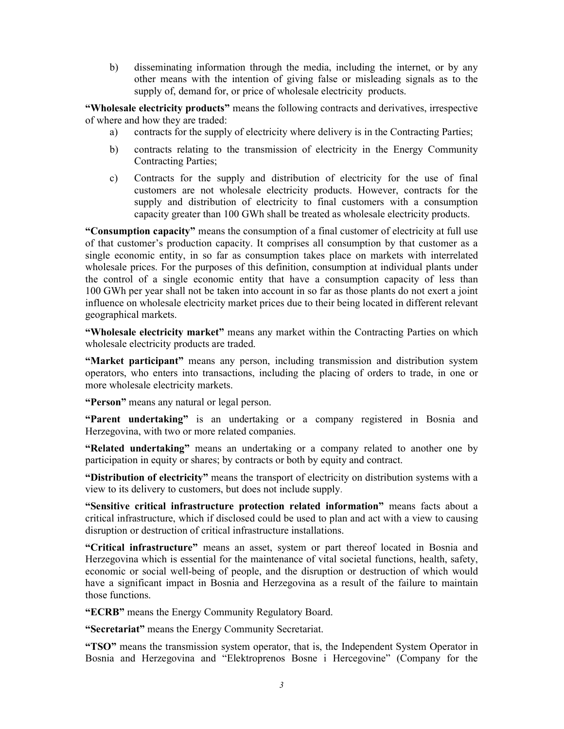b) disseminating information through the media, including the internet, or by any other means with the intention of giving false or misleading signals as to the supply of, demand for, or price of wholesale electricity products.

**"Wholesale electricity products"** means the following contracts and derivatives, irrespective of where and how they are traded:

a) contracts for the supply of electricity where delivery is in the Contracting Parties;

b) contracts relating to the transmission of electricity in the Energy Community Contracting Parties;

c) Contracts for the supply and distribution of electricity for the use of final customers are not wholesale electricity products. However, contracts for the supply and distribution of electricity to final customers with a consumption capacity greater than 100 GWh shall be treated as wholesale electricity products.

**"Consumption capacity"** means the consumption of a final customer of electricity at full use of that customer's production capacity. It comprises all consumption by that customer as a single economic entity, in so far as consumption takes place on markets with interrelated wholesale prices. For the purposes of this definition, consumption at individual plants under the control of a single economic entity that have a consumption capacity of less than 100 GWh per year shall not be taken into account in so far as those plants do not exert a joint influence on wholesale electricity market prices due to their being located in different relevant geographical markets.

**"Wholesale electricity market"** means any market within the Contracting Parties on which wholesale electricity products are traded.

**"Market participant"** means any person, including transmission and distribution system operators, who enters into transactions, including the placing of orders to trade, in one or more wholesale electricity markets.

**"Person"** means any natural or legal person.

**"Parent undertaking"** is an undertaking or a company registered in Bosnia and Herzegovina, with two or more related companies.

**"Related undertaking"** means an undertaking or a company related to another one by participation in equity or shares; by contracts or both by equity and contract.

**"Distribution of electricity"** means the transport of electricity on distribution systems with a view to its delivery to customers, but does not include supply.

**"Sensitive critical infrastructure protection related information"** means facts about a critical infrastructure, which if disclosed could be used to plan and act with a view to causing disruption or destruction of critical infrastructure installations.

**"Critical infrastructure"** means an asset, system or part thereof located in Bosnia and Herzegovina which is essential for the maintenance of vital societal functions, health, safety, economic or social well-being of people, and the disruption or destruction of which would have a significant impact in Bosnia and Herzegovina as a result of the failure to maintain those functions.

**"ECRB"** means the Energy Community Regulatory Board.

**"Secretariat"** means the Energy Community Secretariat.

**"TSO"** means the transmission system operator, that is, the Independent System Operator in Bosnia and Herzegovina and "Elektroprenos Bosne i Hercegovine" (Company for the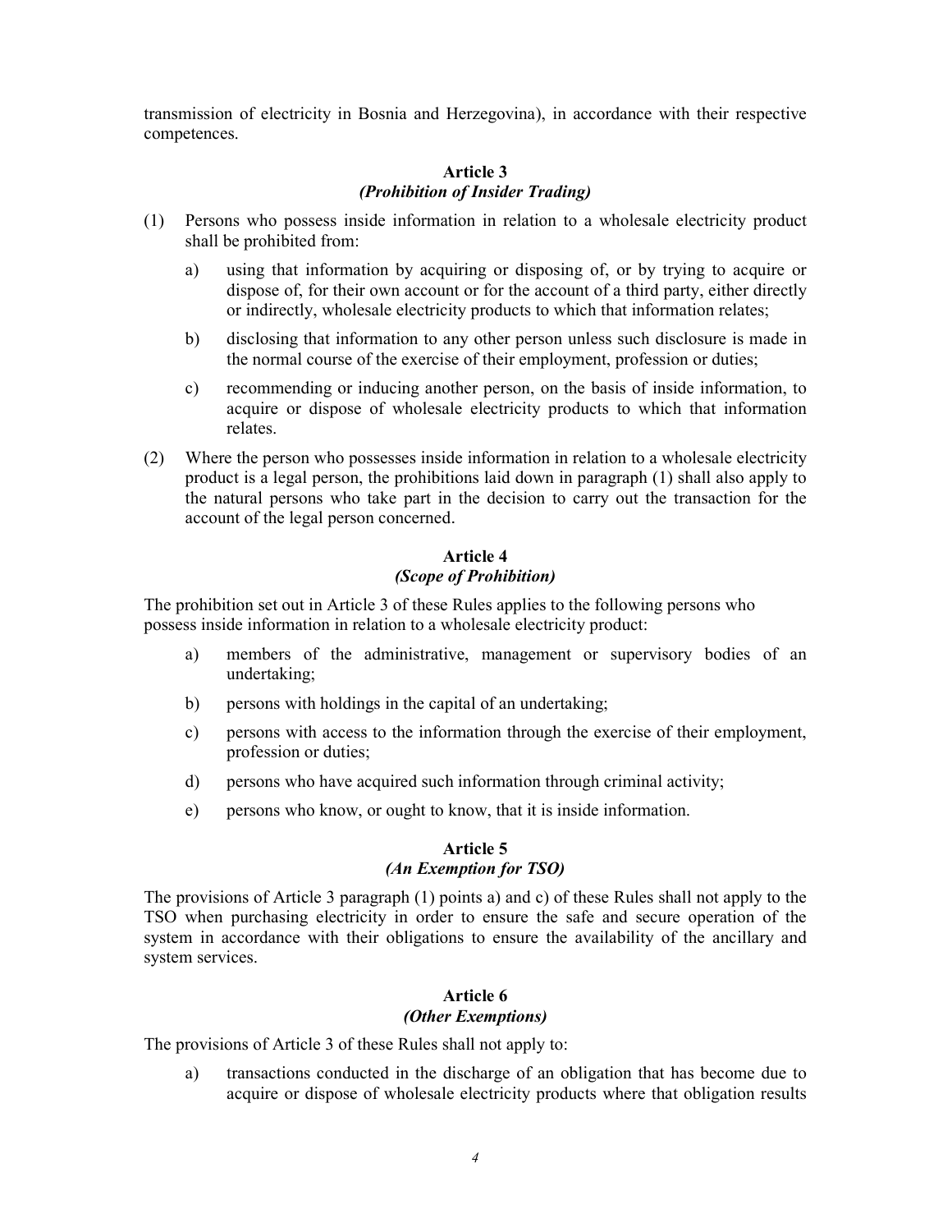transmission of electricity in Bosnia and Herzegovina), in accordance with their respective competences.

### Article 3
### *(Prohibition of Insider Trading)*

(1) Persons who possess inside information in relation to a wholesale electricity product shall be prohibited from:

   a) using that information by acquiring or disposing of, or by trying to acquire or dispose of, for their own account or for the account of a third party, either directly or indirectly, wholesale electricity products to which that information relates;

   b) disclosing that information to any other person unless such disclosure is made in the normal course of the exercise of their employment, profession or duties;

   c) recommending or inducing another person, on the basis of inside information, to acquire or dispose of wholesale electricity products to which that information relates.

(2) Where the person who possesses inside information in relation to a wholesale electricity product is a legal person, the prohibitions laid down in paragraph (1) shall also apply to the natural persons who take part in the decision to carry out the transaction for the account of the legal person concerned.

### Article 4
### *(Scope of Prohibition)*

The prohibition set out in Article 3 of these Rules applies to the following persons who possess inside information in relation to a wholesale electricity product:

   a) members of the administrative, management or supervisory bodies of an undertaking;

   b) persons with holdings in the capital of an undertaking;

   c) persons with access to the information through the exercise of their employment, profession or duties;

   d) persons who have acquired such information through criminal activity;

   e) persons who know, or ought to know, that it is inside information.

### Article 5
### *(An Exemption for TSO)*

The provisions of Article 3 paragraph (1) points a) and c) of these Rules shall not apply to the TSO when purchasing electricity in order to ensure the safe and secure operation of the system in accordance with their obligations to ensure the availability of the ancillary and system services.

### Article 6
### *(Other Exemptions)*

The provisions of Article 3 of these Rules shall not apply to:

   a) transactions conducted in the discharge of an obligation that has become due to acquire or dispose of wholesale electricity products where that obligation results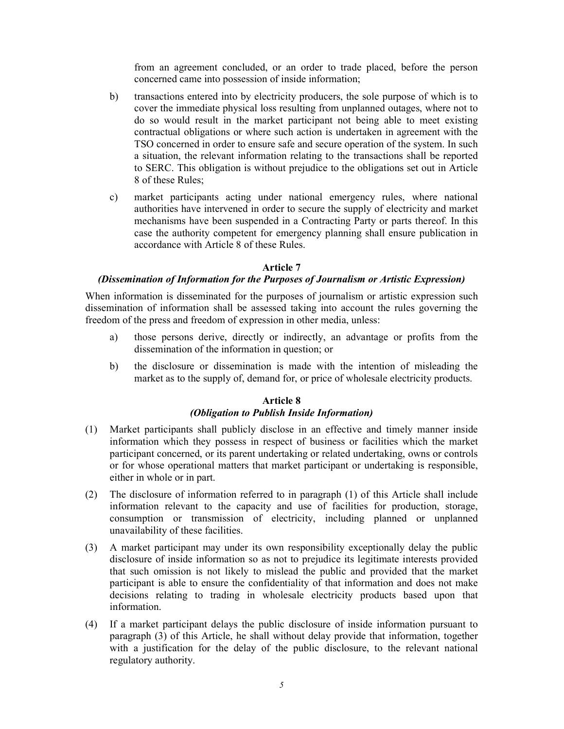from an agreement concluded, or an order to trade placed, before the person concerned came into possession of inside information;

b) transactions entered into by electricity producers, the sole purpose of which is to cover the immediate physical loss resulting from unplanned outages, where not to do so would result in the market participant not being able to meet existing contractual obligations or where such action is undertaken in agreement with the TSO concerned in order to ensure safe and secure operation of the system. In such a situation, the relevant information relating to the transactions shall be reported to SERC. This obligation is without prejudice to the obligations set out in Article 8 of these Rules;

c) market participants acting under national emergency rules, where national authorities have intervened in order to secure the supply of electricity and market mechanisms have been suspended in a Contracting Party or parts thereof. In this case the authority competent for emergency planning shall ensure publication in accordance with Article 8 of these Rules.

### Article 7
#### *(Dissemination of Information for the Purposes of Journalism or Artistic Expression)*

When information is disseminated for the purposes of journalism or artistic expression such dissemination of information shall be assessed taking into account the rules governing the freedom of the press and freedom of expression in other media, unless:

a) those persons derive, directly or indirectly, an advantage or profits from the dissemination of the information in question; or

b) the disclosure or dissemination is made with the intention of misleading the market as to the supply of, demand for, or price of wholesale electricity products.

### Article 8
#### *(Obligation to Publish Inside Information)*

(1) Market participants shall publicly disclose in an effective and timely manner inside information which they possess in respect of business or facilities which the market participant concerned, or its parent undertaking or related undertaking, owns or controls or for whose operational matters that market participant or undertaking is responsible, either in whole or in part.

(2) The disclosure of information referred to in paragraph (1) of this Article shall include information relevant to the capacity and use of facilities for production, storage, consumption or transmission of electricity, including planned or unplanned unavailability of these facilities.

(3) A market participant may under its own responsibility exceptionally delay the public disclosure of inside information so as not to prejudice its legitimate interests provided that such omission is not likely to mislead the public and provided that the market participant is able to ensure the confidentiality of that information and does not make decisions relating to trading in wholesale electricity products based upon that information.

(4) If a market participant delays the public disclosure of inside information pursuant to paragraph (3) of this Article, he shall without delay provide that information, together with a justification for the delay of the public disclosure, to the relevant national regulatory authority.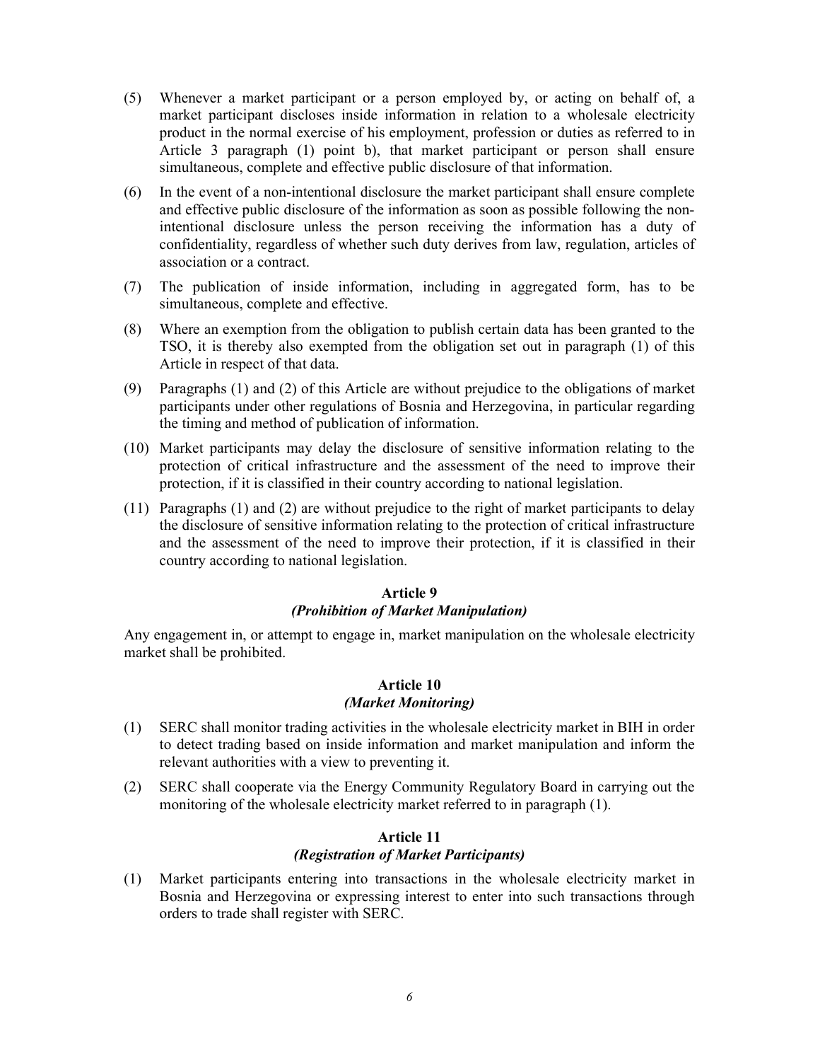(5) Whenever a market participant or a person employed by, or acting on behalf of, a market participant discloses inside information in relation to a wholesale electricity product in the normal exercise of his employment, profession or duties as referred to in Article 3 paragraph (1) point b), that market participant or person shall ensure simultaneous, complete and effective public disclosure of that information.

(6) In the event of a non-intentional disclosure the market participant shall ensure complete and effective public disclosure of the information as soon as possible following the non-intentional disclosure unless the person receiving the information has a duty of confidentiality, regardless of whether such duty derives from law, regulation, articles of association or a contract.

(7) The publication of inside information, including in aggregated form, has to be simultaneous, complete and effective.

(8) Where an exemption from the obligation to publish certain data has been granted to the TSO, it is thereby also exempted from the obligation set out in paragraph (1) of this Article in respect of that data.

(9) Paragraphs (1) and (2) of this Article are without prejudice to the obligations of market participants under other regulations of Bosnia and Herzegovina, in particular regarding the timing and method of publication of information.

(10) Market participants may delay the disclosure of sensitive information relating to the protection of critical infrastructure and the assessment of the need to improve their protection, if it is classified in their country according to national legislation.

(11) Paragraphs (1) and (2) are without prejudice to the right of market participants to delay the disclosure of sensitive information relating to the protection of critical infrastructure and the assessment of the need to improve their protection, if it is classified in their country according to national legislation.

### Article 9
### *(Prohibition of Market Manipulation)*

Any engagement in, or attempt to engage in, market manipulation on the wholesale electricity market shall be prohibited.

### Article 10
### *(Market Monitoring)*

(1) SERC shall monitor trading activities in the wholesale electricity market in BIH in order to detect trading based on inside information and market manipulation and inform the relevant authorities with a view to preventing it.

(2) SERC shall cooperate via the Energy Community Regulatory Board in carrying out the monitoring of the wholesale electricity market referred to in paragraph (1).

### Article 11
### *(Registration of Market Participants)*

(1) Market participants entering into transactions in the wholesale electricity market in Bosnia and Herzegovina or expressing interest to enter into such transactions through orders to trade shall register with SERC.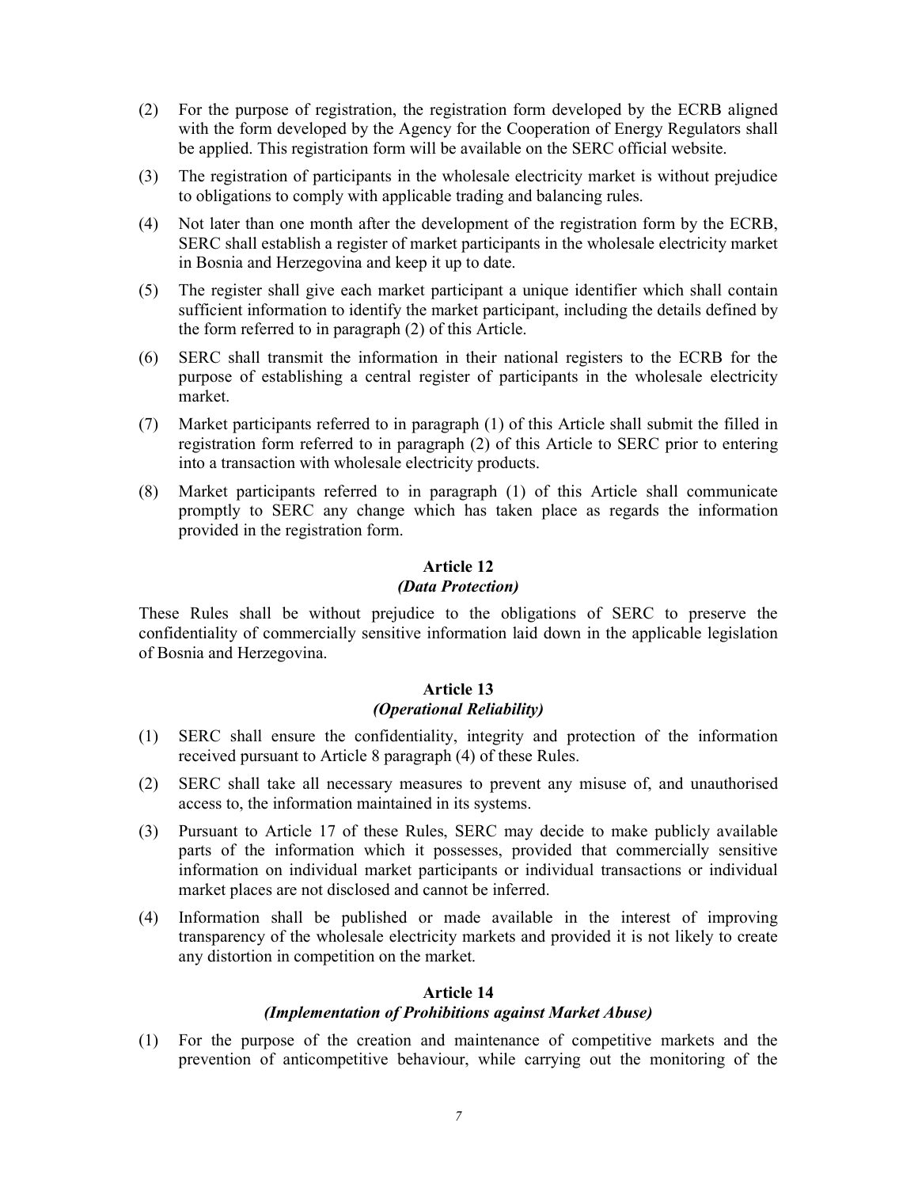(2) For the purpose of registration, the registration form developed by the ECRB aligned with the form developed by the Agency for the Cooperation of Energy Regulators shall be applied. This registration form will be available on the SERC official website.

(3) The registration of participants in the wholesale electricity market is without prejudice to obligations to comply with applicable trading and balancing rules.

(4) Not later than one month after the development of the registration form by the ECRB, SERC shall establish a register of market participants in the wholesale electricity market in Bosnia and Herzegovina and keep it up to date.

(5) The register shall give each market participant a unique identifier which shall contain sufficient information to identify the market participant, including the details defined by the form referred to in paragraph (2) of this Article.

(6) SERC shall transmit the information in their national registers to the ECRB for the purpose of establishing a central register of participants in the wholesale electricity market.

(7) Market participants referred to in paragraph (1) of this Article shall submit the filled in registration form referred to in paragraph (2) of this Article to SERC prior to entering into a transaction with wholesale electricity products.

(8) Market participants referred to in paragraph (1) of this Article shall communicate promptly to SERC any change which has taken place as regards the information provided in the registration form.

### Article 12
***(Data Protection)***

These Rules shall be without prejudice to the obligations of SERC to preserve the confidentiality of commercially sensitive information laid down in the applicable legislation of Bosnia and Herzegovina.

### Article 13
***(Operational Reliability)***

(1) SERC shall ensure the confidentiality, integrity and protection of the information received pursuant to Article 8 paragraph (4) of these Rules.

(2) SERC shall take all necessary measures to prevent any misuse of, and unauthorised access to, the information maintained in its systems.

(3) Pursuant to Article 17 of these Rules, SERC may decide to make publicly available parts of the information which it possesses, provided that commercially sensitive information on individual market participants or individual transactions or individual market places are not disclosed and cannot be inferred.

(4) Information shall be published or made available in the interest of improving transparency of the wholesale electricity markets and provided it is not likely to create any distortion in competition on the market.

### Article 14
***(Implementation of Prohibitions against Market Abuse)***

(1) For the purpose of the creation and maintenance of competitive markets and the prevention of anticompetitive behaviour, while carrying out the monitoring of the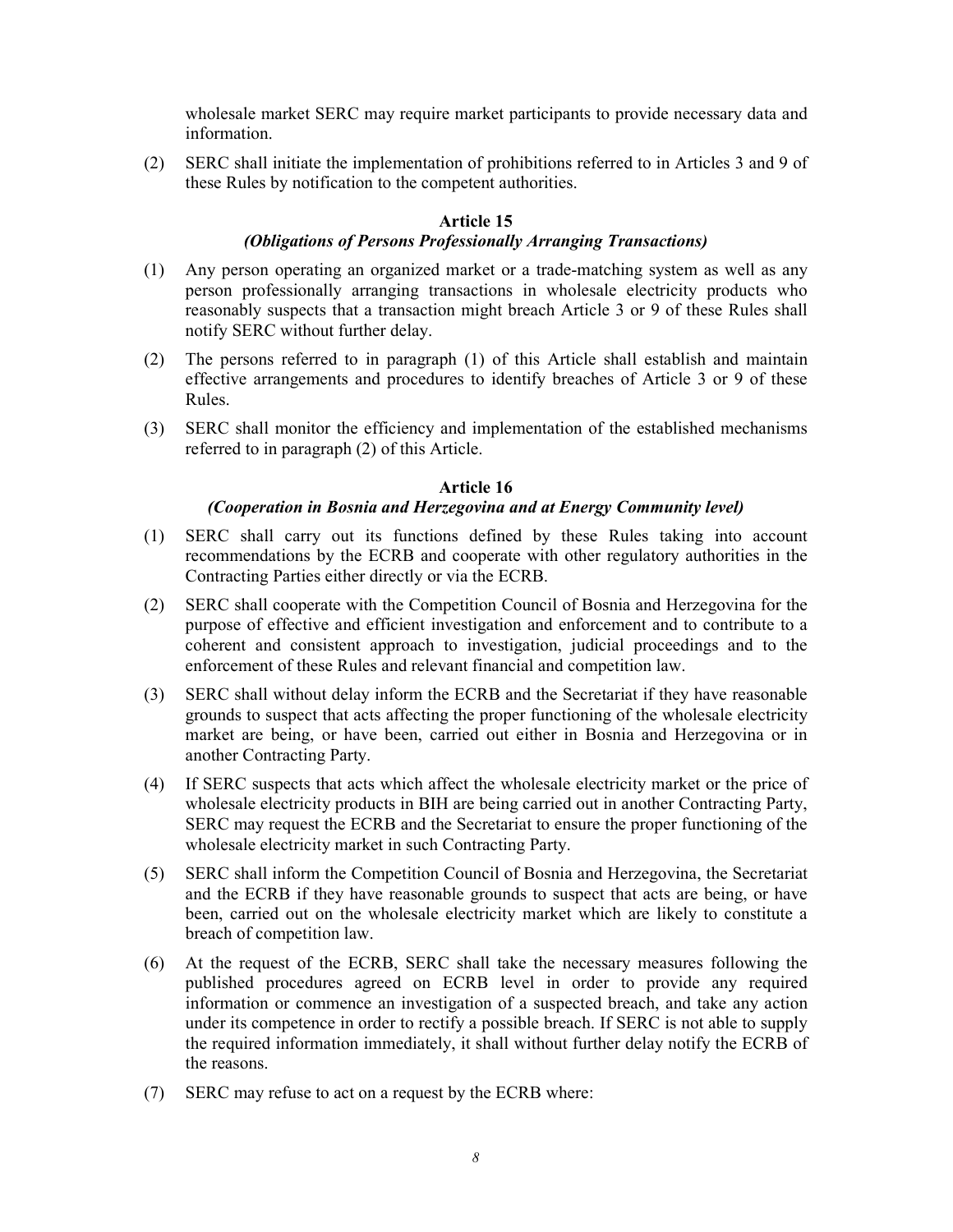wholesale market SERC may require market participants to provide necessary data and information.

(2) SERC shall initiate the implementation of prohibitions referred to in Articles 3 and 9 of these Rules by notification to the competent authorities.

### Article 15
#### *(Obligations of Persons Professionally Arranging Transactions)*

(1) Any person operating an organized market or a trade-matching system as well as any person professionally arranging transactions in wholesale electricity products who reasonably suspects that a transaction might breach Article 3 or 9 of these Rules shall notify SERC without further delay.

(2) The persons referred to in paragraph (1) of this Article shall establish and maintain effective arrangements and procedures to identify breaches of Article 3 or 9 of these Rules.

(3) SERC shall monitor the efficiency and implementation of the established mechanisms referred to in paragraph (2) of this Article.

### Article 16
#### *(Cooperation in Bosnia and Herzegovina and at Energy Community level)*

(1) SERC shall carry out its functions defined by these Rules taking into account recommendations by the ECRB and cooperate with other regulatory authorities in the Contracting Parties either directly or via the ECRB.

(2) SERC shall cooperate with the Competition Council of Bosnia and Herzegovina for the purpose of effective and efficient investigation and enforcement and to contribute to a coherent and consistent approach to investigation, judicial proceedings and to the enforcement of these Rules and relevant financial and competition law.

(3) SERC shall without delay inform the ECRB and the Secretariat if they have reasonable grounds to suspect that acts affecting the proper functioning of the wholesale electricity market are being, or have been, carried out either in Bosnia and Herzegovina or in another Contracting Party.

(4) If SERC suspects that acts which affect the wholesale electricity market or the price of wholesale electricity products in BIH are being carried out in another Contracting Party, SERC may request the ECRB and the Secretariat to ensure the proper functioning of the wholesale electricity market in such Contracting Party.

(5) SERC shall inform the Competition Council of Bosnia and Herzegovina, the Secretariat and the ECRB if they have reasonable grounds to suspect that acts are being, or have been, carried out on the wholesale electricity market which are likely to constitute a breach of competition law.

(6) At the request of the ECRB, SERC shall take the necessary measures following the published procedures agreed on ECRB level in order to provide any required information or commence an investigation of a suspected breach, and take any action under its competence in order to rectify a possible breach. If SERC is not able to supply the required information immediately, it shall without further delay notify the ECRB of the reasons.

(7) SERC may refuse to act on a request by the ECRB where: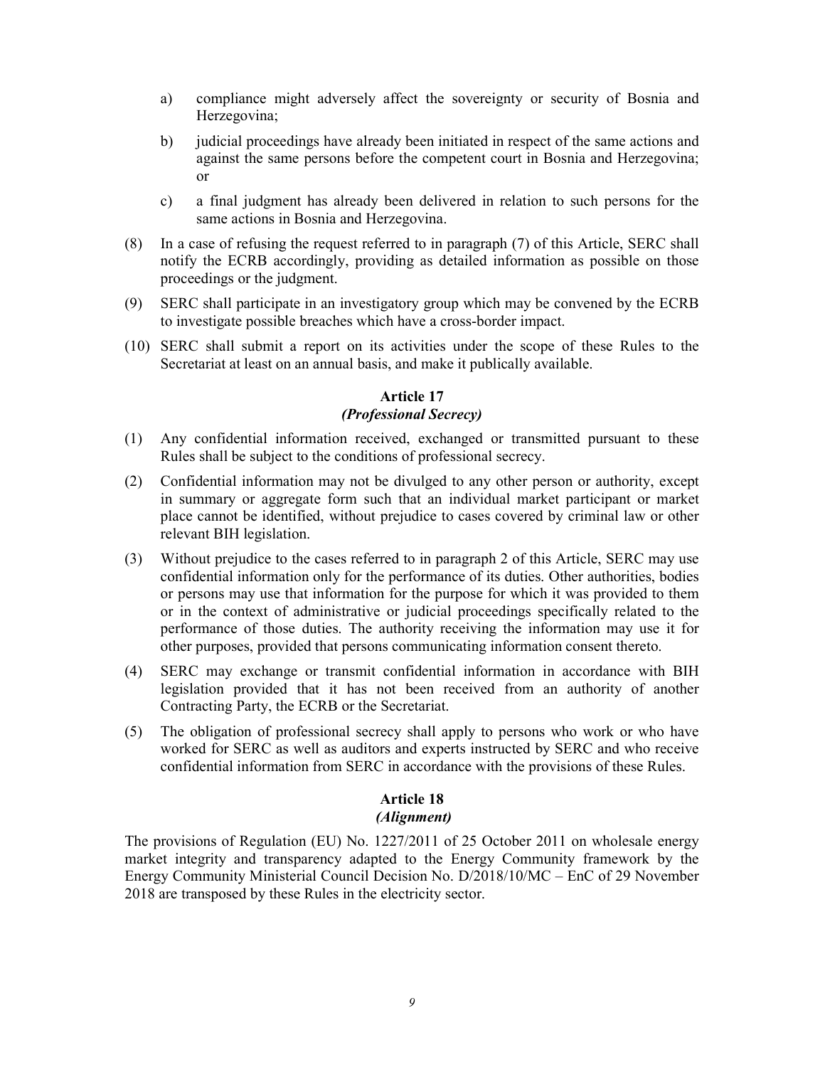a) compliance might adversely affect the sovereignty or security of Bosnia and Herzegovina;

b) judicial proceedings have already been initiated in respect of the same actions and against the same persons before the competent court in Bosnia and Herzegovina; or

c) a final judgment has already been delivered in relation to such persons for the same actions in Bosnia and Herzegovina.

(8) In a case of refusing the request referred to in paragraph (7) of this Article, SERC shall notify the ECRB accordingly, providing as detailed information as possible on those proceedings or the judgment.

(9) SERC shall participate in an investigatory group which may be convened by the ECRB to investigate possible breaches which have a cross-border impact.

(10) SERC shall submit a report on its activities under the scope of these Rules to the Secretariat at least on an annual basis, and make it publically available.

**Article 17**
***(Professional Secrecy)***

(1) Any confidential information received, exchanged or transmitted pursuant to these Rules shall be subject to the conditions of professional secrecy.

(2) Confidential information may not be divulged to any other person or authority, except in summary or aggregate form such that an individual market participant or market place cannot be identified, without prejudice to cases covered by criminal law or other relevant BIH legislation.

(3) Without prejudice to the cases referred to in paragraph 2 of this Article, SERC may use confidential information only for the performance of its duties. Other authorities, bodies or persons may use that information for the purpose for which it was provided to them or in the context of administrative or judicial proceedings specifically related to the performance of those duties. The authority receiving the information may use it for other purposes, provided that persons communicating information consent thereto.

(4) SERC may exchange or transmit confidential information in accordance with BIH legislation provided that it has not been received from an authority of another Contracting Party, the ECRB or the Secretariat.

(5) The obligation of professional secrecy shall apply to persons who work or who have worked for SERC as well as auditors and experts instructed by SERC and who receive confidential information from SERC in accordance with the provisions of these Rules.

**Article 18**
***(Alignment)***

The provisions of Regulation (EU) No. 1227/2011 of 25 October 2011 on wholesale energy market integrity and transparency adapted to the Energy Community framework by the Energy Community Ministerial Council Decision No. D/2018/10/MC – EnC of 29 November 2018 are transposed by these Rules in the electricity sector.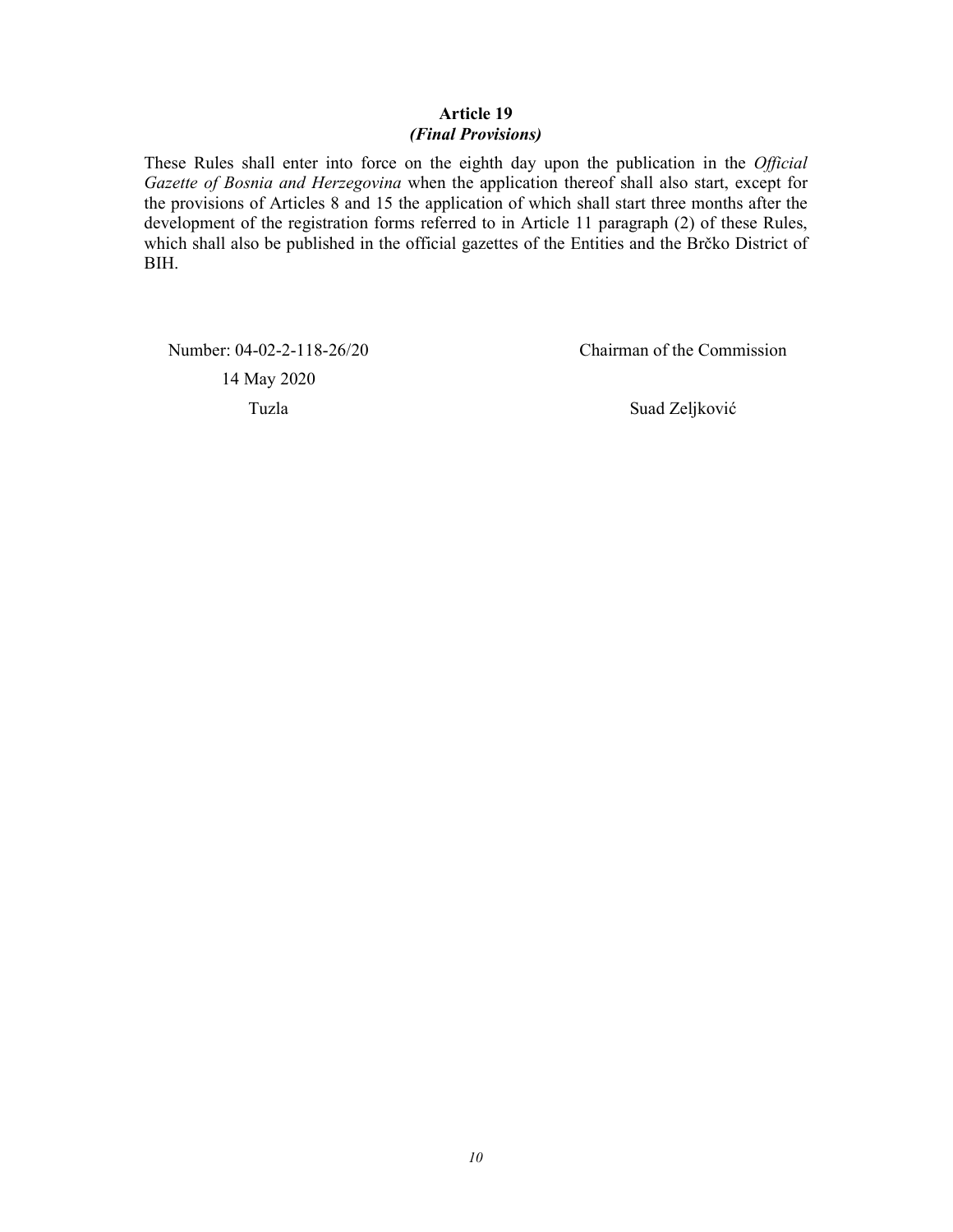### Article 19
### *(Final Provisions)*

These Rules shall enter into force on the eighth day upon the publication in the *Official Gazette of Bosnia and Herzegovina* when the application thereof shall also start, except for the provisions of Articles 8 and 15 the application of which shall start three months after the development of the registration forms referred to in Article 11 paragraph (2) of these Rules, which shall also be published in the official gazettes of the Entities and the Brčko District of BIH.

Number: 04-02-2-118-26/20
14 May 2020
Tuzla

Chairman of the Commission

Suad Zeljković